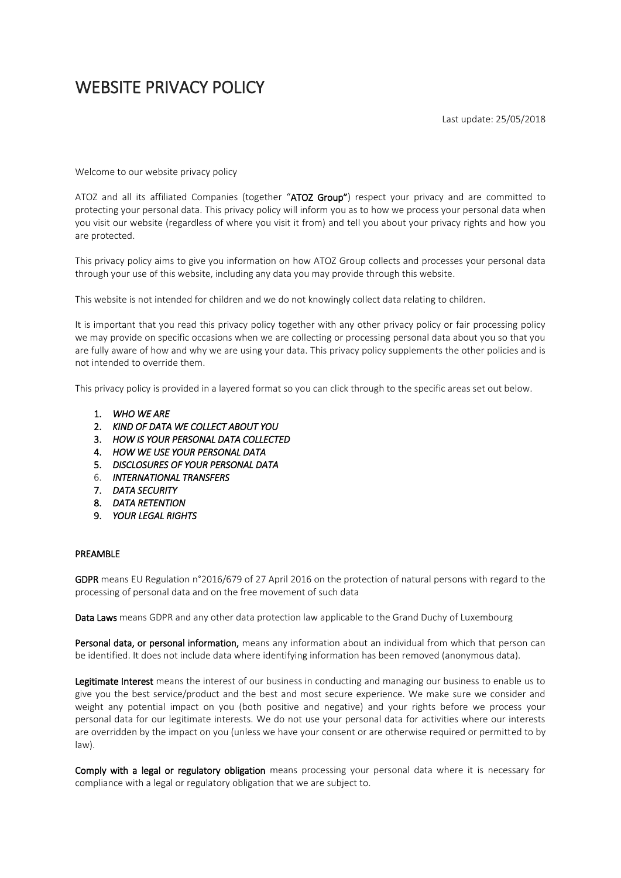# WEBSITE PRIVACY POLICY

Last update: 25/05/2018

Welcome to our website privacy policy

ATOZ and all its affiliated Companies (together "**ATOZ Group**") respect your privacy and are committed to protecting your personal data. This privacy policy will inform you as to how we process your personal data when you visit our website (regardless of where you visit it from) and tell you about your privacy rights and how you are protected.

This privacy policy aims to give you information on how ATOZ Group collects and processes your personal data through your use of this website, including any data you may provide through this website.

This website is not intended for children and we do not knowingly collect data relating to children.

It is important that you read this privacy policy together with any other privacy policy or fair processing policy we may provide on specific occasions when we are collecting or processing personal data about you so that you are fully aware of how and why we are using your data. This privacy policy supplements the other policies and is not intended to override them.

This privacy policy is provided in a layered format so you can click through to the specific areas set out below.

1. ***WHO WE ARE***
2. ***KIND OF DATA WE COLLECT ABOUT YOU***
3. ***HOW IS YOUR PERSONAL DATA COLLECTED***
4. ***HOW WE USE YOUR PERSONAL DATA***
5. ***DISCLOSURES OF YOUR PERSONAL DATA***
6. ***INTERNATIONAL TRANSFERS***
7. ***DATA SECURITY***
8. ***DATA RETENTION***
9. ***YOUR LEGAL RIGHTS***

**PREAMBLE**

**GDPR** means EU Regulation n°2016/679 of 27 April 2016 on the protection of natural persons with regard to the processing of personal data and on the free movement of such data

**Data Laws** means GDPR and any other data protection law applicable to the Grand Duchy of Luxembourg

**Personal data, or personal information,** means any information about an individual from which that person can be identified. It does not include data where identifying information has been removed (anonymous data).

**Legitimate Interest** means the interest of our business in conducting and managing our business to enable us to give you the best service/product and the best and most secure experience. We make sure we consider and weight any potential impact on you (both positive and negative) and your rights before we process your personal data for our legitimate interests. We do not use your personal data for activities where our interests are overridden by the impact on you (unless we have your consent or are otherwise required or permitted to by law).

**Comply with a legal or regulatory obligation** means processing your personal data where it is necessary for compliance with a legal or regulatory obligation that we are subject to.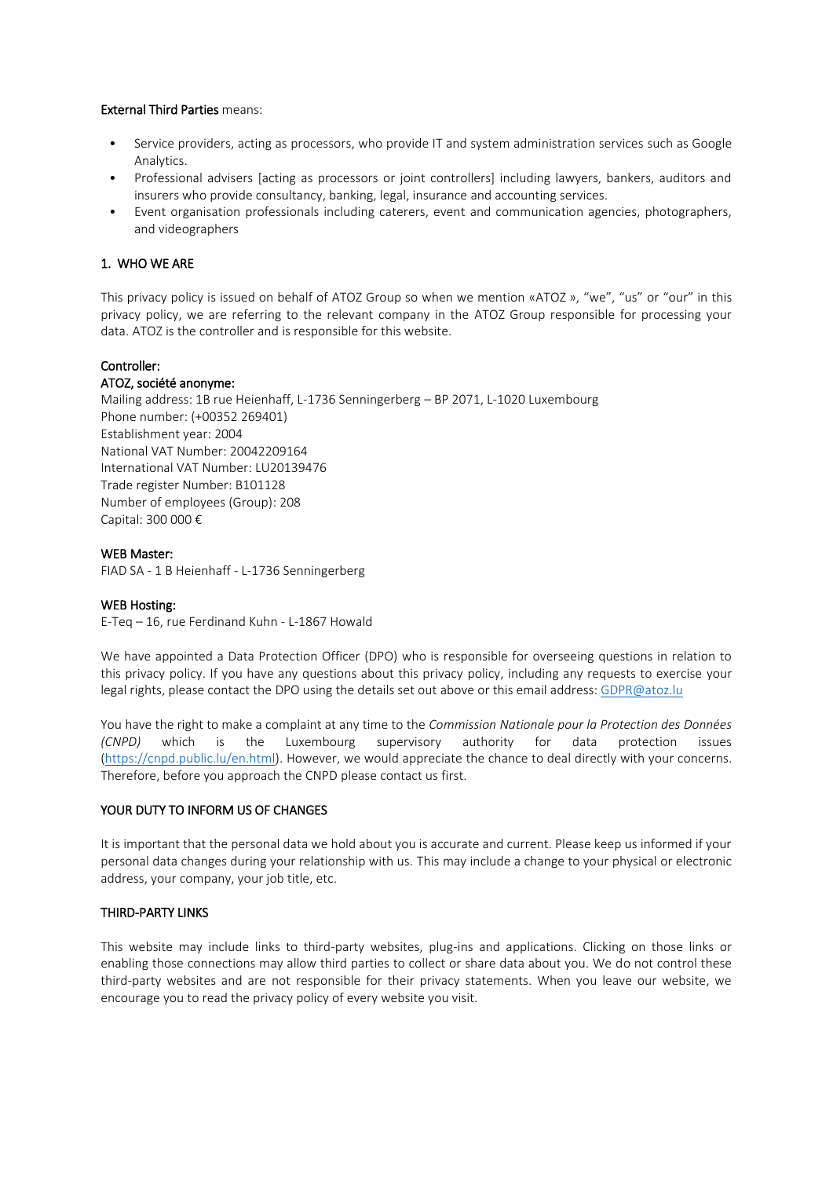**External Third Parties** means:

- Service providers, acting as processors, who provide IT and system administration services such as Google Analytics.
- Professional advisers [acting as processors or joint controllers] including lawyers, bankers, auditors and insurers who provide consultancy, banking, legal, insurance and accounting services.
- Event organisation professionals including caterers, event and communication agencies, photographers, and videographers

## 1. WHO WE ARE

This privacy policy is issued on behalf of ATOZ Group so when we mention «ATOZ », "we", "us" or "our" in this privacy policy, we are referring to the relevant company in the ATOZ Group responsible for processing your data. ATOZ is the controller and is responsible for this website.

**Controller:**
**ATOZ, société anonyme:**
Mailing address: 1B rue Heienhaff, L-1736 Senningerberg – BP 2071, L-1020 Luxembourg
Phone number: (+00352 269401)
Establishment year: 2004
National VAT Number: 20042209164
International VAT Number: LU20139476
Trade register Number: B101128
Number of employees (Group): 208
Capital: 300 000 €

**WEB Master:**
FIAD SA - 1 B Heienhaff - L-1736 Senningerberg

**WEB Hosting:**
E-Teq – 16, rue Ferdinand Kuhn - L-1867 Howald

We have appointed a Data Protection Officer (DPO) who is responsible for overseeing questions in relation to this privacy policy. If you have any questions about this privacy policy, including any requests to exercise your legal rights, please contact the DPO using the details set out above or this email address: GDPR@atoz.lu

You have the right to make a complaint at any time to the *Commission Nationale pour la Protection des Données (CNPD)* which is the Luxembourg supervisory authority for data protection issues (https://cnpd.public.lu/en.html). However, we would appreciate the chance to deal directly with your concerns. Therefore, before you approach the CNPD please contact us first.

## YOUR DUTY TO INFORM US OF CHANGES

It is important that the personal data we hold about you is accurate and current. Please keep us informed if your personal data changes during your relationship with us. This may include a change to your physical or electronic address, your company, your job title, etc.

## THIRD-PARTY LINKS

This website may include links to third-party websites, plug-ins and applications. Clicking on those links or enabling those connections may allow third parties to collect or share data about you. We do not control these third-party websites and are not responsible for their privacy statements. When you leave our website, we encourage you to read the privacy policy of every website you visit.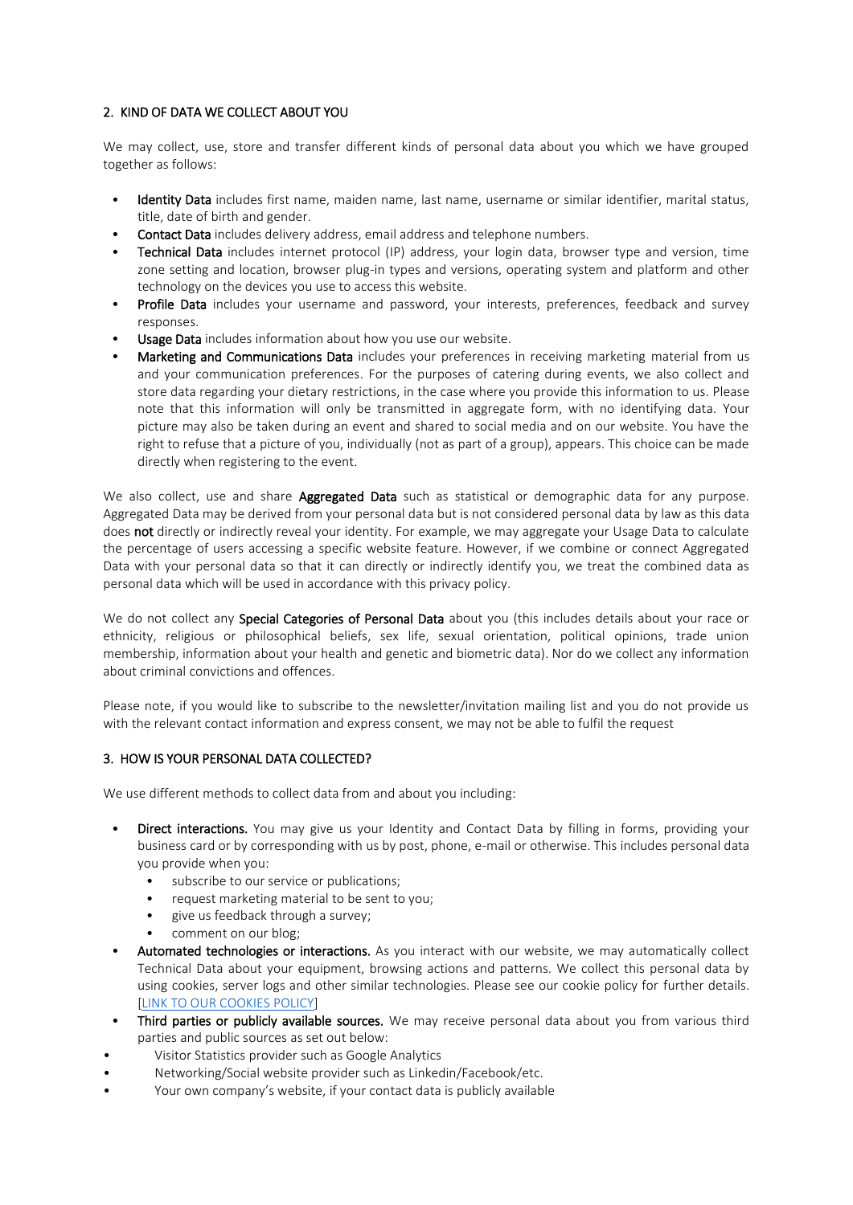## 2. KIND OF DATA WE COLLECT ABOUT YOU

We may collect, use, store and transfer different kinds of personal data about you which we have grouped together as follows:

- **Identity Data** includes first name, maiden name, last name, username or similar identifier, marital status, title, date of birth and gender.
- **Contact Data** includes delivery address, email address and telephone numbers.
- **Technical Data** includes internet protocol (IP) address, your login data, browser type and version, time zone setting and location, browser plug-in types and versions, operating system and platform and other technology on the devices you use to access this website.
- **Profile Data** includes your username and password, your interests, preferences, feedback and survey responses.
- **Usage Data** includes information about how you use our website.
- **Marketing and Communications Data** includes your preferences in receiving marketing material from us and your communication preferences. For the purposes of catering during events, we also collect and store data regarding your dietary restrictions, in the case where you provide this information to us. Please note that this information will only be transmitted in aggregate form, with no identifying data. Your picture may also be taken during an event and shared to social media and on our website. You have the right to refuse that a picture of you, individually (not as part of a group), appears. This choice can be made directly when registering to the event.

We also collect, use and share **Aggregated Data** such as statistical or demographic data for any purpose. Aggregated Data may be derived from your personal data but is not considered personal data by law as this data does **not** directly or indirectly reveal your identity. For example, we may aggregate your Usage Data to calculate the percentage of users accessing a specific website feature. However, if we combine or connect Aggregated Data with your personal data so that it can directly or indirectly identify you, we treat the combined data as personal data which will be used in accordance with this privacy policy.

We do not collect any **Special Categories of Personal Data** about you (this includes details about your race or ethnicity, religious or philosophical beliefs, sex life, sexual orientation, political opinions, trade union membership, information about your health and genetic and biometric data). Nor do we collect any information about criminal convictions and offences.

Please note, if you would like to subscribe to the newsletter/invitation mailing list and you do not provide us with the relevant contact information and express consent, we may not be able to fulfil the request

## 3. HOW IS YOUR PERSONAL DATA COLLECTED?

We use different methods to collect data from and about you including:

- **Direct interactions.** You may give us your Identity and Contact Data by filling in forms, providing your business card or by corresponding with us by post, phone, e-mail or otherwise. This includes personal data you provide when you:
  - subscribe to our service or publications;
  - request marketing material to be sent to you;
  - give us feedback through a survey;
  - comment on our blog;
- **Automated technologies or interactions.** As you interact with our website, we may automatically collect Technical Data about your equipment, browsing actions and patterns. We collect this personal data by using cookies, server logs and other similar technologies. Please see our cookie policy for further details. [LINK TO OUR COOKIES POLICY]
- **Third parties or publicly available sources.** We may receive personal data about you from various third parties and public sources as set out below:
- Visitor Statistics provider such as Google Analytics
- Networking/Social website provider such as Linkedin/Facebook/etc.
- Your own company's website, if your contact data is publicly available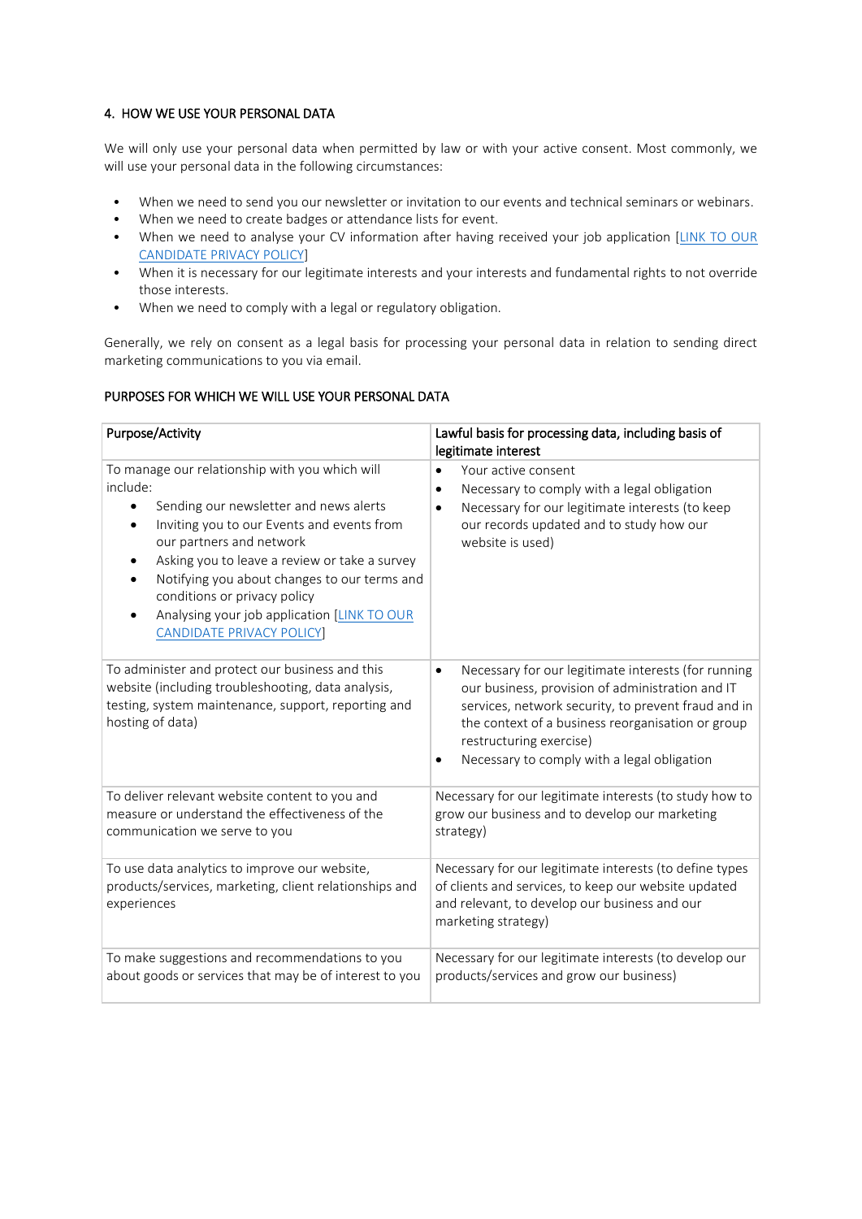## 4. HOW WE USE YOUR PERSONAL DATA

We will only use your personal data when permitted by law or with your active consent. Most commonly, we will use your personal data in the following circumstances:

- When we need to send you our newsletter or invitation to our events and technical seminars or webinars.
- When we need to create badges or attendance lists for event.
- When we need to analyse your CV information after having received your job application [LINK TO OUR CANDIDATE PRIVACY POLICY]
- When it is necessary for our legitimate interests and your interests and fundamental rights to not override those interests.
- When we need to comply with a legal or regulatory obligation.

Generally, we rely on consent as a legal basis for processing your personal data in relation to sending direct marketing communications to you via email.

### PURPOSES FOR WHICH WE WILL USE YOUR PERSONAL DATA

| Purpose/Activity | Lawful basis for processing data, including basis of legitimate interest |
|---|---|
| To manage our relationship with you which will include:<br>• Sending our newsletter and news alerts<br>• Inviting you to our Events and events from our partners and network<br>• Asking you to leave a review or take a survey<br>• Notifying you about changes to our terms and conditions or privacy policy<br>• Analysing your job application [LINK TO OUR CANDIDATE PRIVACY POLICY] | • Your active consent<br>• Necessary to comply with a legal obligation<br>• Necessary for our legitimate interests (to keep our records updated and to study how our website is used) |
| To administer and protect our business and this website (including troubleshooting, data analysis, testing, system maintenance, support, reporting and hosting of data) | • Necessary for our legitimate interests (for running our business, provision of administration and IT services, network security, to prevent fraud and in the context of a business reorganisation or group restructuring exercise)<br>• Necessary to comply with a legal obligation |
| To deliver relevant website content to you and measure or understand the effectiveness of the communication we serve to you | Necessary for our legitimate interests (to study how to grow our business and to develop our marketing strategy) |
| To use data analytics to improve our website, products/services, marketing, client relationships and experiences | Necessary for our legitimate interests (to define types of clients and services, to keep our website updated and relevant, to develop our business and our marketing strategy) |
| To make suggestions and recommendations to you about goods or services that may be of interest to you | Necessary for our legitimate interests (to develop our products/services and grow our business) |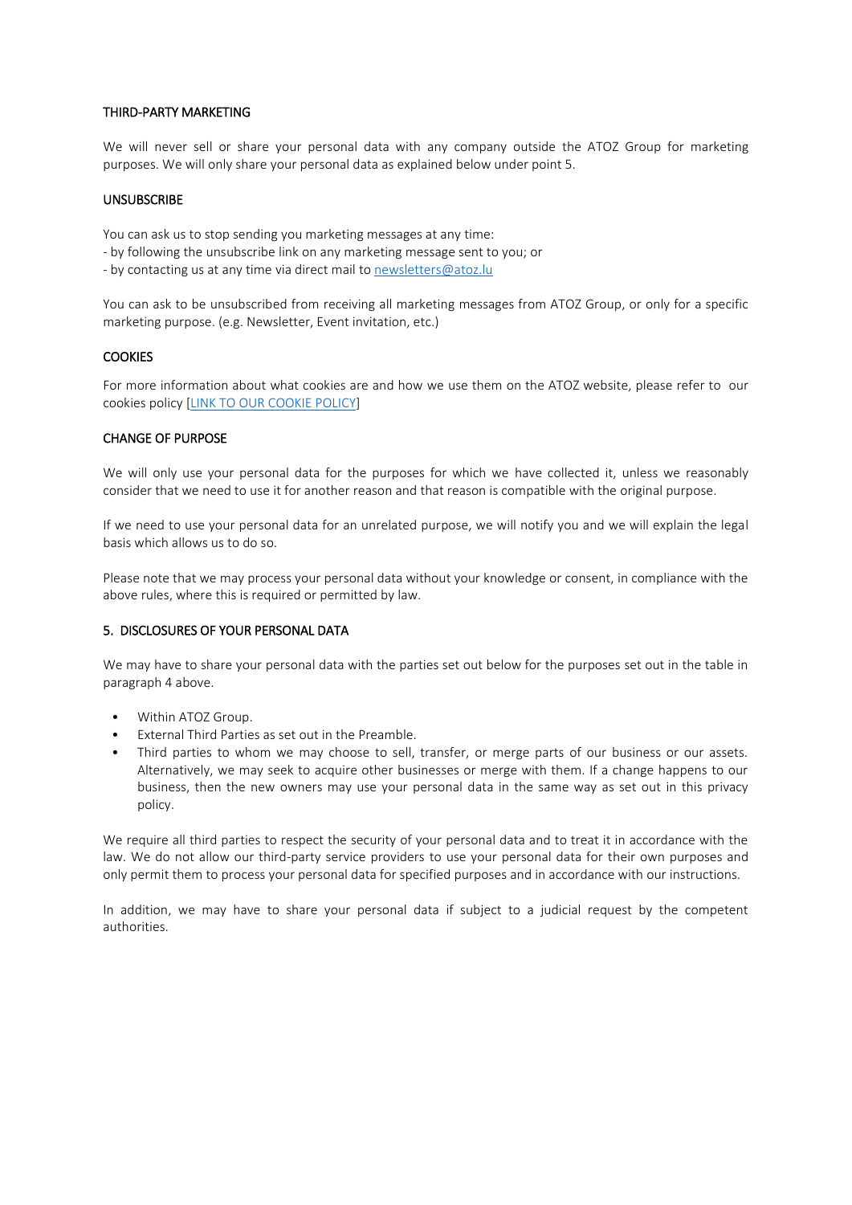### THIRD-PARTY MARKETING

We will never sell or share your personal data with any company outside the ATOZ Group for marketing purposes. We will only share your personal data as explained below under point 5.

### UNSUBSCRIBE

You can ask us to stop sending you marketing messages at any time:
- by following the unsubscribe link on any marketing message sent to you; or
- by contacting us at any time via direct mail to [newsletters@atoz.lu](mailto:newsletters@atoz.lu)

You can ask to be unsubscribed from receiving all marketing messages from ATOZ Group, or only for a specific marketing purpose. (e.g. Newsletter, Event invitation, etc.)

### COOKIES

For more information about what cookies are and how we use them on the ATOZ website, please refer to our cookies policy [LINK TO OUR COOKIE POLICY]

### CHANGE OF PURPOSE

We will only use your personal data for the purposes for which we have collected it, unless we reasonably consider that we need to use it for another reason and that reason is compatible with the original purpose.

If we need to use your personal data for an unrelated purpose, we will notify you and we will explain the legal basis which allows us to do so.

Please note that we may process your personal data without your knowledge or consent, in compliance with the above rules, where this is required or permitted by law.

## 5. DISCLOSURES OF YOUR PERSONAL DATA

We may have to share your personal data with the parties set out below for the purposes set out in the table in paragraph 4 above.

- Within ATOZ Group.
- External Third Parties as set out in the Preamble.
- Third parties to whom we may choose to sell, transfer, or merge parts of our business or our assets. Alternatively, we may seek to acquire other businesses or merge with them. If a change happens to our business, then the new owners may use your personal data in the same way as set out in this privacy policy.

We require all third parties to respect the security of your personal data and to treat it in accordance with the law. We do not allow our third-party service providers to use your personal data for their own purposes and only permit them to process your personal data for specified purposes and in accordance with our instructions.

In addition, we may have to share your personal data if subject to a judicial request by the competent authorities.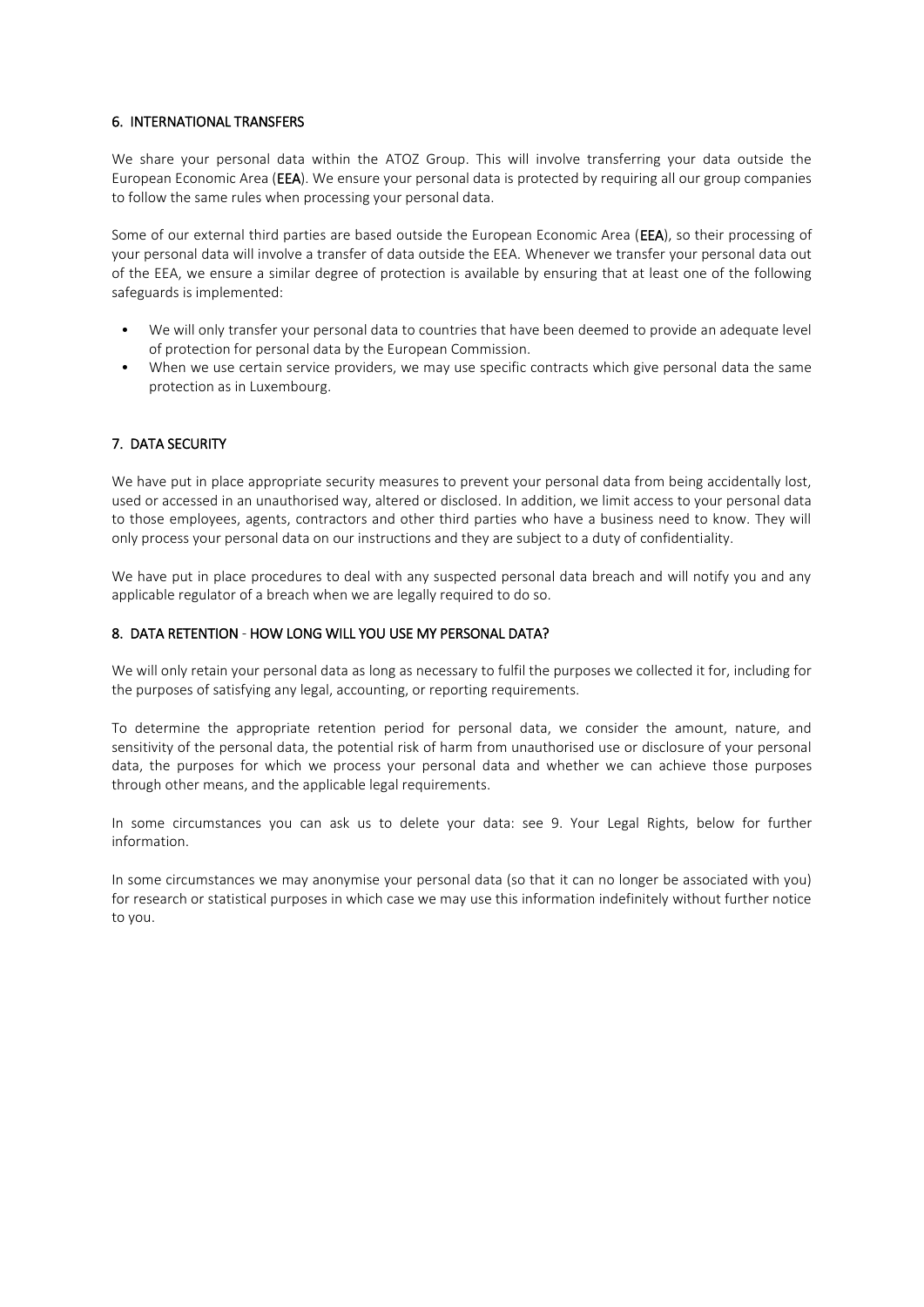## 6. INTERNATIONAL TRANSFERS

We share your personal data within the ATOZ Group. This will involve transferring your data outside the European Economic Area (**EEA**). We ensure your personal data is protected by requiring all our group companies to follow the same rules when processing your personal data.

Some of our external third parties are based outside the European Economic Area (**EEA**), so their processing of your personal data will involve a transfer of data outside the EEA. Whenever we transfer your personal data out of the EEA, we ensure a similar degree of protection is available by ensuring that at least one of the following safeguards is implemented:

- We will only transfer your personal data to countries that have been deemed to provide an adequate level of protection for personal data by the European Commission.
- When we use certain service providers, we may use specific contracts which give personal data the same protection as in Luxembourg.

## 7. DATA SECURITY

We have put in place appropriate security measures to prevent your personal data from being accidentally lost, used or accessed in an unauthorised way, altered or disclosed. In addition, we limit access to your personal data to those employees, agents, contractors and other third parties who have a business need to know. They will only process your personal data on our instructions and they are subject to a duty of confidentiality.

We have put in place procedures to deal with any suspected personal data breach and will notify you and any applicable regulator of a breach when we are legally required to do so.

## 8. DATA RETENTION - HOW LONG WILL YOU USE MY PERSONAL DATA?

We will only retain your personal data as long as necessary to fulfil the purposes we collected it for, including for the purposes of satisfying any legal, accounting, or reporting requirements.

To determine the appropriate retention period for personal data, we consider the amount, nature, and sensitivity of the personal data, the potential risk of harm from unauthorised use or disclosure of your personal data, the purposes for which we process your personal data and whether we can achieve those purposes through other means, and the applicable legal requirements.

In some circumstances you can ask us to delete your data: see 9. Your Legal Rights, below for further information.

In some circumstances we may anonymise your personal data (so that it can no longer be associated with you) for research or statistical purposes in which case we may use this information indefinitely without further notice to you.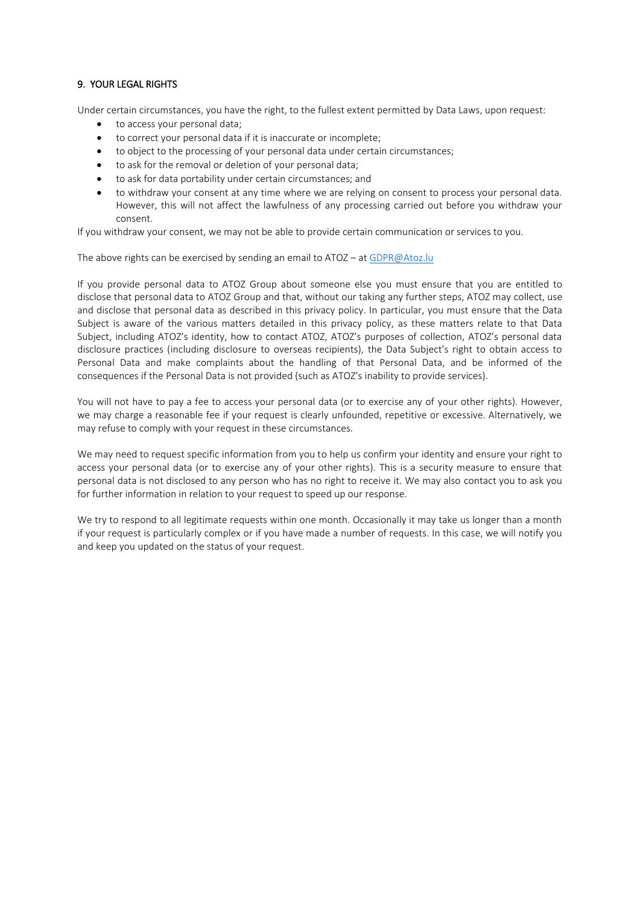## 9. YOUR LEGAL RIGHTS

Under certain circumstances, you have the right, to the fullest extent permitted by Data Laws, upon request:

- to access your personal data;
- to correct your personal data if it is inaccurate or incomplete;
- to object to the processing of your personal data under certain circumstances;
- to ask for the removal or deletion of your personal data;
- to ask for data portability under certain circumstances; and
- to withdraw your consent at any time where we are relying on consent to process your personal data. However, this will not affect the lawfulness of any processing carried out before you withdraw your consent.

If you withdraw your consent, we may not be able to provide certain communication or services to you.

The above rights can be exercised by sending an email to ATOZ – at [GDPR@Atoz.lu](mailto:GDPR@Atoz.lu)

If you provide personal data to ATOZ Group about someone else you must ensure that you are entitled to disclose that personal data to ATOZ Group and that, without our taking any further steps, ATOZ may collect, use and disclose that personal data as described in this privacy policy. In particular, you must ensure that the Data Subject is aware of the various matters detailed in this privacy policy, as these matters relate to that Data Subject, including ATOZ's identity, how to contact ATOZ, ATOZ's purposes of collection, ATOZ's personal data disclosure practices (including disclosure to overseas recipients), the Data Subject's right to obtain access to Personal Data and make complaints about the handling of that Personal Data, and be informed of the consequences if the Personal Data is not provided (such as ATOZ's inability to provide services).

You will not have to pay a fee to access your personal data (or to exercise any of your other rights). However, we may charge a reasonable fee if your request is clearly unfounded, repetitive or excessive. Alternatively, we may refuse to comply with your request in these circumstances.

We may need to request specific information from you to help us confirm your identity and ensure your right to access your personal data (or to exercise any of your other rights). This is a security measure to ensure that personal data is not disclosed to any person who has no right to receive it. We may also contact you to ask you for further information in relation to your request to speed up our response.

We try to respond to all legitimate requests within one month. Occasionally it may take us longer than a month if your request is particularly complex or if you have made a number of requests. In this case, we will notify you and keep you updated on the status of your request.